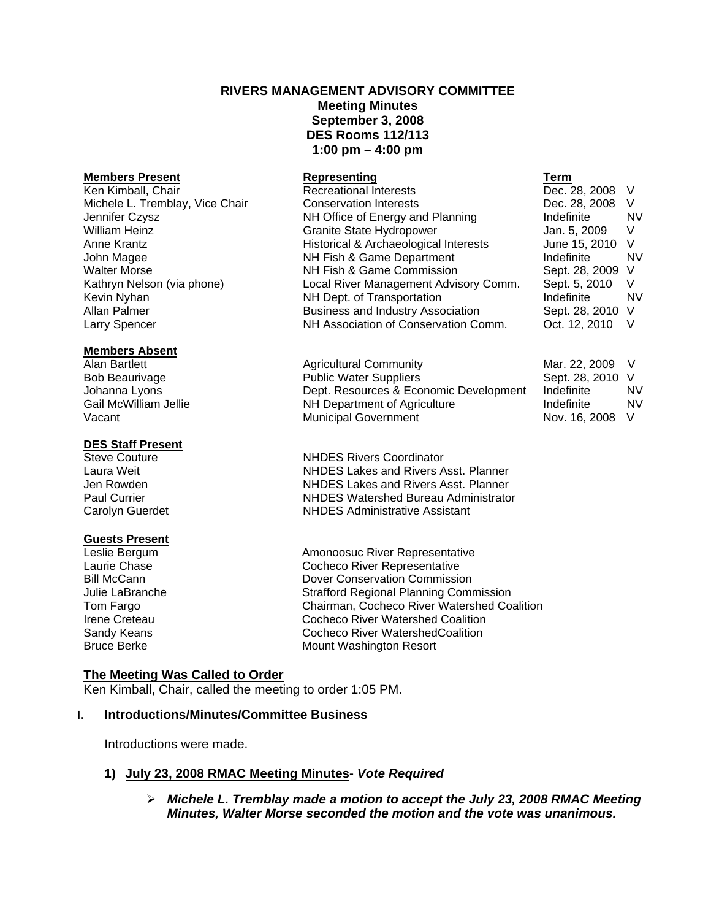**RIVERS MANAGEMENT ADVISORY COMMITTEE**
**Meeting Minutes**
**September 3, 2008**
**DES Rooms 112/113**
**1:00 pm – 4:00 pm**

| **Members Present** | **Representing** | **Term** | |
|---|---|---|---|
| Ken Kimball, Chair | Recreational Interests | Dec. 28, 2008 | V |
| Michele L. Tremblay, Vice Chair | Conservation Interests | Dec. 28, 2008 | V |
| Jennifer Czysz | NH Office of Energy and Planning | Indefinite | NV |
| William Heinz | Granite State Hydropower | Jan. 5, 2009 | V |
| Anne Krantz | Historical & Archaeological Interests | June 15, 2010 | V |
| John Magee | NH Fish & Game Department | Indefinite | NV |
| Walter Morse | NH Fish & Game Commission | Sept. 28, 2009 | V |
| Kathryn Nelson (via phone) | Local River Management Advisory Comm. | Sept. 5, 2010 | V |
| Kevin Nyhan | NH Dept. of Transportation | Indefinite | NV |
| Allan Palmer | Business and Industry Association | Sept. 28, 2010 | V |
| Larry Spencer | NH Association of Conservation Comm. | Oct. 12, 2010 | V |

| **Members Absent** | | | |
|---|---|---|---|
| Alan Bartlett | Agricultural Community | Mar. 22, 2009 | V |
| Bob Beaurivage | Public Water Suppliers | Sept. 28, 2010 | V |
| Johanna Lyons | Dept. Resources & Economic Development | Indefinite | NV |
| Gail McWilliam Jellie | NH Department of Agriculture | Indefinite | NV |
| Vacant | Municipal Government | Nov. 16, 2008 | V |

| **DES Staff Present** | |
|---|---|
| Steve Couture | NHDES Rivers Coordinator |
| Laura Weit | NHDES Lakes and Rivers Asst. Planner |
| Jen Rowden | NHDES Lakes and Rivers Asst. Planner |
| Paul Currier | NHDES Watershed Bureau Administrator |
| Carolyn Guerdet | NHDES Administrative Assistant |

| **Guests Present** | |
|---|---|
| Leslie Bergum | Amonoosuc River Representative |
| Laurie Chase | Cocheco River Representative |
| Bill McCann | Dover Conservation Commission |
| Julie LaBranche | Strafford Regional Planning Commission |
| Tom Fargo | Chairman, Cocheco River Watershed Coalition |
| Irene Creteau | Cocheco River Watershed Coalition |
| Sandy Keans | Cocheco River WatershedCoalition |
| Bruce Berke | Mount Washington Resort |

## The Meeting Was Called to Order

Ken Kimball, Chair, called the meeting to order 1:05 PM.

## I. Introductions/Minutes/Committee Business

Introductions were made.

### 1) July 23, 2008 RMAC Meeting Minutes- *Vote Required*

- ***Michele L. Tremblay made a motion to accept the July 23, 2008 RMAC Meeting Minutes, Walter Morse seconded the motion and the vote was unanimous.***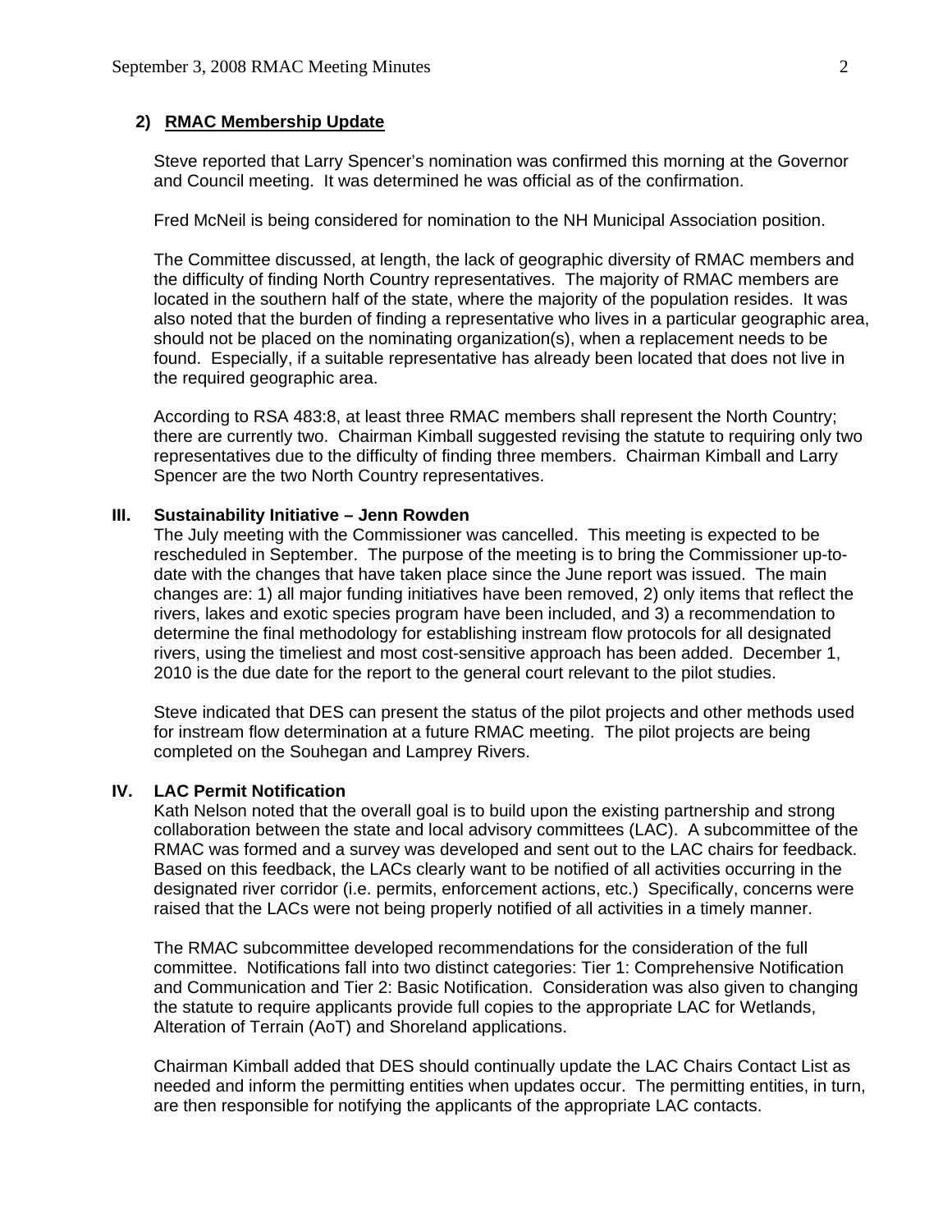**2) RMAC Membership Update**

Steve reported that Larry Spencer's nomination was confirmed this morning at the Governor and Council meeting. It was determined he was official as of the confirmation.

Fred McNeil is being considered for nomination to the NH Municipal Association position.

The Committee discussed, at length, the lack of geographic diversity of RMAC members and the difficulty of finding North Country representatives. The majority of RMAC members are located in the southern half of the state, where the majority of the population resides. It was also noted that the burden of finding a representative who lives in a particular geographic area, should not be placed on the nominating organization(s), when a replacement needs to be found. Especially, if a suitable representative has already been located that does not live in the required geographic area.

According to RSA 483:8, at least three RMAC members shall represent the North Country; there are currently two. Chairman Kimball suggested revising the statute to requiring only two representatives due to the difficulty of finding three members. Chairman Kimball and Larry Spencer are the two North Country representatives.

## III. Sustainability Initiative – Jenn Rowden

The July meeting with the Commissioner was cancelled. This meeting is expected to be rescheduled in September. The purpose of the meeting is to bring the Commissioner up-to-date with the changes that have taken place since the June report was issued. The main changes are: 1) all major funding initiatives have been removed, 2) only items that reflect the rivers, lakes and exotic species program have been included, and 3) a recommendation to determine the final methodology for establishing instream flow protocols for all designated rivers, using the timeliest and most cost-sensitive approach has been added. December 1, 2010 is the due date for the report to the general court relevant to the pilot studies.

Steve indicated that DES can present the status of the pilot projects and other methods used for instream flow determination at a future RMAC meeting. The pilot projects are being completed on the Souhegan and Lamprey Rivers.

## IV. LAC Permit Notification

Kath Nelson noted that the overall goal is to build upon the existing partnership and strong collaboration between the state and local advisory committees (LAC). A subcommittee of the RMAC was formed and a survey was developed and sent out to the LAC chairs for feedback. Based on this feedback, the LACs clearly want to be notified of all activities occurring in the designated river corridor (i.e. permits, enforcement actions, etc.) Specifically, concerns were raised that the LACs were not being properly notified of all activities in a timely manner.

The RMAC subcommittee developed recommendations for the consideration of the full committee. Notifications fall into two distinct categories: Tier 1: Comprehensive Notification and Communication and Tier 2: Basic Notification. Consideration was also given to changing the statute to require applicants provide full copies to the appropriate LAC for Wetlands, Alteration of Terrain (AoT) and Shoreland applications.

Chairman Kimball added that DES should continually update the LAC Chairs Contact List as needed and inform the permitting entities when updates occur. The permitting entities, in turn, are then responsible for notifying the applicants of the appropriate LAC contacts.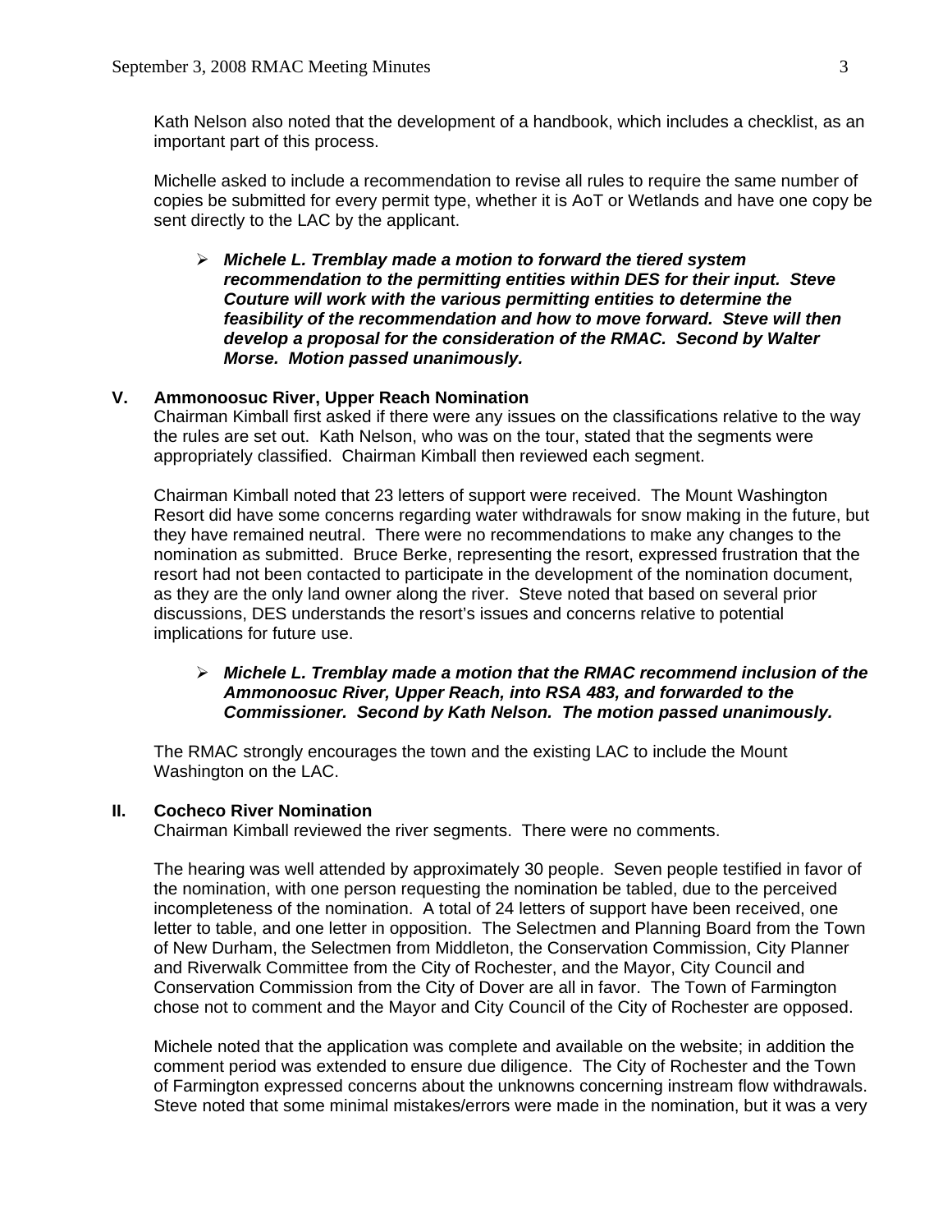Kath Nelson also noted that the development of a handbook, which includes a checklist, as an important part of this process.

Michelle asked to include a recommendation to revise all rules to require the same number of copies be submitted for every permit type, whether it is AoT or Wetlands and have one copy be sent directly to the LAC by the applicant.

- ***Michele L. Tremblay made a motion to forward the tiered system recommendation to the permitting entities within DES for their input. Steve Couture will work with the various permitting entities to determine the feasibility of the recommendation and how to move forward. Steve will then develop a proposal for the consideration of the RMAC. Second by Walter Morse. Motion passed unanimously.***

## V. Ammonoosuc River, Upper Reach Nomination

Chairman Kimball first asked if there were any issues on the classifications relative to the way the rules are set out. Kath Nelson, who was on the tour, stated that the segments were appropriately classified. Chairman Kimball then reviewed each segment.

Chairman Kimball noted that 23 letters of support were received. The Mount Washington Resort did have some concerns regarding water withdrawals for snow making in the future, but they have remained neutral. There were no recommendations to make any changes to the nomination as submitted. Bruce Berke, representing the resort, expressed frustration that the resort had not been contacted to participate in the development of the nomination document, as they are the only land owner along the river. Steve noted that based on several prior discussions, DES understands the resort's issues and concerns relative to potential implications for future use.

- ***Michele L. Tremblay made a motion that the RMAC recommend inclusion of the Ammonoosuc River, Upper Reach, into RSA 483, and forwarded to the Commissioner. Second by Kath Nelson. The motion passed unanimously.***

The RMAC strongly encourages the town and the existing LAC to include the Mount Washington on the LAC.

## II. Cocheco River Nomination

Chairman Kimball reviewed the river segments. There were no comments.

The hearing was well attended by approximately 30 people. Seven people testified in favor of the nomination, with one person requesting the nomination be tabled, due to the perceived incompleteness of the nomination. A total of 24 letters of support have been received, one letter to table, and one letter in opposition. The Selectmen and Planning Board from the Town of New Durham, the Selectmen from Middleton, the Conservation Commission, City Planner and Riverwalk Committee from the City of Rochester, and the Mayor, City Council and Conservation Commission from the City of Dover are all in favor. The Town of Farmington chose not to comment and the Mayor and City Council of the City of Rochester are opposed.

Michele noted that the application was complete and available on the website; in addition the comment period was extended to ensure due diligence. The City of Rochester and the Town of Farmington expressed concerns about the unknowns concerning instream flow withdrawals. Steve noted that some minimal mistakes/errors were made in the nomination, but it was a very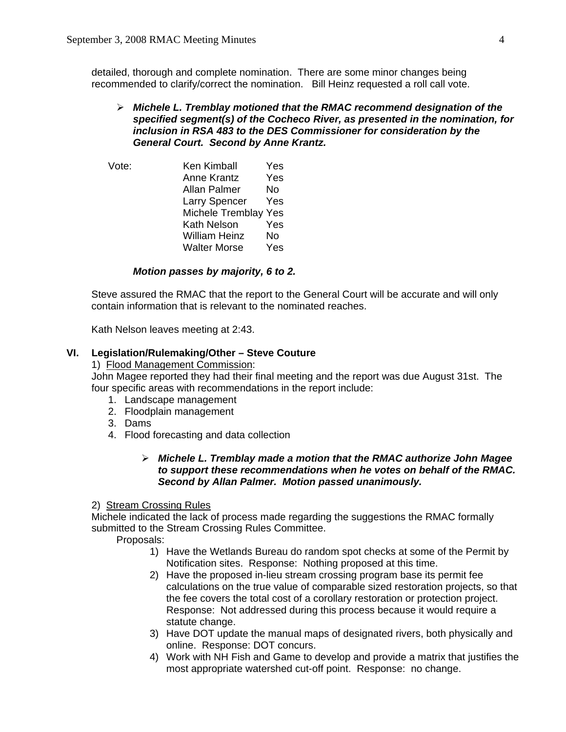detailed, thorough and complete nomination. There are some minor changes being recommended to clarify/correct the nomination. Bill Heinz requested a roll call vote.

- ***Michele L. Tremblay motioned that the RMAC recommend designation of the specified segment(s) of the Cocheco River, as presented in the nomination, for inclusion in RSA 483 to the DES Commissioner for consideration by the General Court. Second by Anne Krantz.***

| Vote: | | |
|---|---|---|
| | Ken Kimball | Yes |
| | Anne Krantz | Yes |
| | Allan Palmer | No |
| | Larry Spencer | Yes |
| | Michele Tremblay | Yes |
| | Kath Nelson | Yes |
| | William Heinz | No |
| | Walter Morse | Yes |

***Motion passes by majority, 6 to 2.***

Steve assured the RMAC that the report to the General Court will be accurate and will only contain information that is relevant to the nominated reaches.

Kath Nelson leaves meeting at 2:43.

## VI. Legislation/Rulemaking/Other – Steve Couture

1) Flood Management Commission:

John Magee reported they had their final meeting and the report was due August 31st. The four specific areas with recommendations in the report include:

1. Landscape management
2. Floodplain management
3. Dams
4. Flood forecasting and data collection

- ***Michele L. Tremblay made a motion that the RMAC authorize John Magee to support these recommendations when he votes on behalf of the RMAC. Second by Allan Palmer. Motion passed unanimously.***

2) Stream Crossing Rules

Michele indicated the lack of process made regarding the suggestions the RMAC formally submitted to the Stream Crossing Rules Committee.

Proposals:

1) Have the Wetlands Bureau do random spot checks at some of the Permit by Notification sites. Response: Nothing proposed at this time.
2) Have the proposed in-lieu stream crossing program base its permit fee calculations on the true value of comparable sized restoration projects, so that the fee covers the total cost of a corollary restoration or protection project. Response: Not addressed during this process because it would require a statute change.
3) Have DOT update the manual maps of designated rivers, both physically and online. Response: DOT concurs.
4) Work with NH Fish and Game to develop and provide a matrix that justifies the most appropriate watershed cut-off point. Response: no change.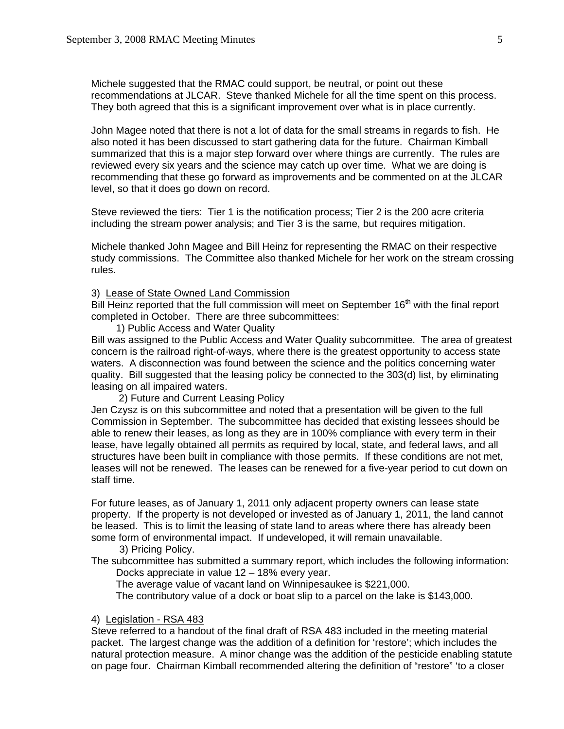Michele suggested that the RMAC could support, be neutral, or point out these recommendations at JLCAR. Steve thanked Michele for all the time spent on this process. They both agreed that this is a significant improvement over what is in place currently.

John Magee noted that there is not a lot of data for the small streams in regards to fish. He also noted it has been discussed to start gathering data for the future. Chairman Kimball summarized that this is a major step forward over where things are currently. The rules are reviewed every six years and the science may catch up over time. What we are doing is recommending that these go forward as improvements and be commented on at the JLCAR level, so that it does go down on record.

Steve reviewed the tiers: Tier 1 is the notification process; Tier 2 is the 200 acre criteria including the stream power analysis; and Tier 3 is the same, but requires mitigation.

Michele thanked John Magee and Bill Heinz for representing the RMAC on their respective study commissions. The Committee also thanked Michele for her work on the stream crossing rules.

3) Lease of State Owned Land Commission

Bill Heinz reported that the full commission will meet on September 16th with the final report completed in October. There are three subcommittees:

1) Public Access and Water Quality

Bill was assigned to the Public Access and Water Quality subcommittee. The area of greatest concern is the railroad right-of-ways, where there is the greatest opportunity to access state waters. A disconnection was found between the science and the politics concerning water quality. Bill suggested that the leasing policy be connected to the 303(d) list, by eliminating leasing on all impaired waters.

2) Future and Current Leasing Policy

Jen Czysz is on this subcommittee and noted that a presentation will be given to the full Commission in September. The subcommittee has decided that existing lessees should be able to renew their leases, as long as they are in 100% compliance with every term in their lease, have legally obtained all permits as required by local, state, and federal laws, and all structures have been built in compliance with those permits. If these conditions are not met, leases will not be renewed. The leases can be renewed for a five-year period to cut down on staff time.

For future leases, as of January 1, 2011 only adjacent property owners can lease state property. If the property is not developed or invested as of January 1, 2011, the land cannot be leased. This is to limit the leasing of state land to areas where there has already been some form of environmental impact. If undeveloped, it will remain unavailable.

3) Pricing Policy.

The subcommittee has submitted a summary report, which includes the following information:

Docks appreciate in value 12 – 18% every year.

The average value of vacant land on Winnipesaukee is $221,000.

The contributory value of a dock or boat slip to a parcel on the lake is $143,000.

4) Legislation - RSA 483

Steve referred to a handout of the final draft of RSA 483 included in the meeting material packet. The largest change was the addition of a definition for 'restore'; which includes the natural protection measure. A minor change was the addition of the pesticide enabling statute on page four. Chairman Kimball recommended altering the definition of "restore" 'to a closer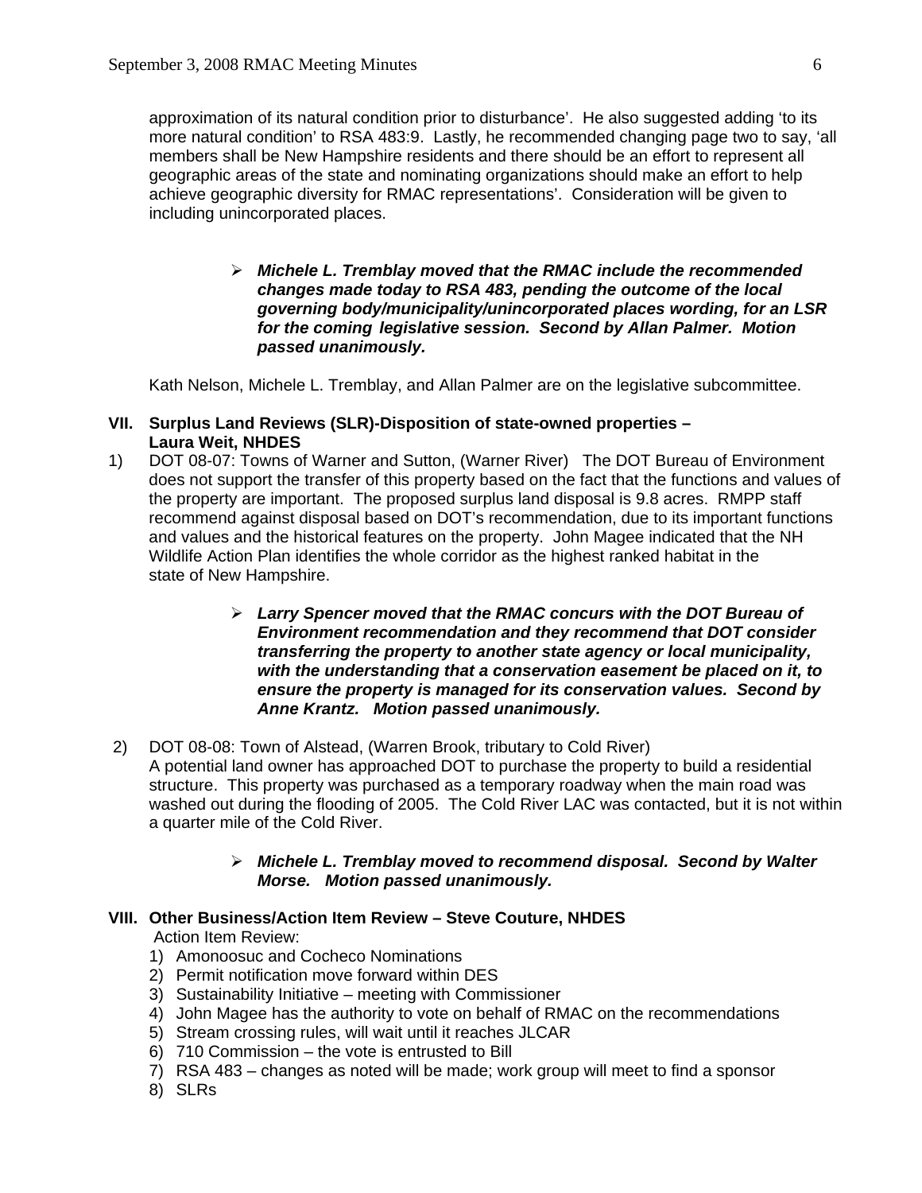approximation of its natural condition prior to disturbance'. He also suggested adding 'to its more natural condition' to RSA 483:9. Lastly, he recommended changing page two to say, 'all members shall be New Hampshire residents and there should be an effort to represent all geographic areas of the state and nominating organizations should make an effort to help achieve geographic diversity for RMAC representations'. Consideration will be given to including unincorporated places.

- ***Michele L. Tremblay moved that the RMAC include the recommended changes made today to RSA 483, pending the outcome of the local governing body/municipality/unincorporated places wording, for an LSR for the coming legislative session. Second by Allan Palmer. Motion passed unanimously.***

Kath Nelson, Michele L. Tremblay, and Allan Palmer are on the legislative subcommittee.

## VII. Surplus Land Reviews (SLR)-Disposition of state-owned properties – Laura Weit, NHDES

1) DOT 08-07: Towns of Warner and Sutton, (Warner River) The DOT Bureau of Environment does not support the transfer of this property based on the fact that the functions and values of the property are important. The proposed surplus land disposal is 9.8 acres. RMPP staff recommend against disposal based on DOT's recommendation, due to its important functions and values and the historical features on the property. John Magee indicated that the NH Wildlife Action Plan identifies the whole corridor as the highest ranked habitat in the state of New Hampshire.

   - ***Larry Spencer moved that the RMAC concurs with the DOT Bureau of Environment recommendation and they recommend that DOT consider transferring the property to another state agency or local municipality, with the understanding that a conservation easement be placed on it, to ensure the property is managed for its conservation values. Second by Anne Krantz. Motion passed unanimously.***

2) DOT 08-08: Town of Alstead, (Warren Brook, tributary to Cold River) A potential land owner has approached DOT to purchase the property to build a residential structure. This property was purchased as a temporary roadway when the main road was washed out during the flooding of 2005. The Cold River LAC was contacted, but it is not within a quarter mile of the Cold River.

   - ***Michele L. Tremblay moved to recommend disposal. Second by Walter Morse. Motion passed unanimously.***

## VIII. Other Business/Action Item Review – Steve Couture, NHDES

Action Item Review:

1) Amonoosuc and Cocheco Nominations
2) Permit notification move forward within DES
3) Sustainability Initiative – meeting with Commissioner
4) John Magee has the authority to vote on behalf of RMAC on the recommendations
5) Stream crossing rules, will wait until it reaches JLCAR
6) 710 Commission – the vote is entrusted to Bill
7) RSA 483 – changes as noted will be made; work group will meet to find a sponsor
8) SLRs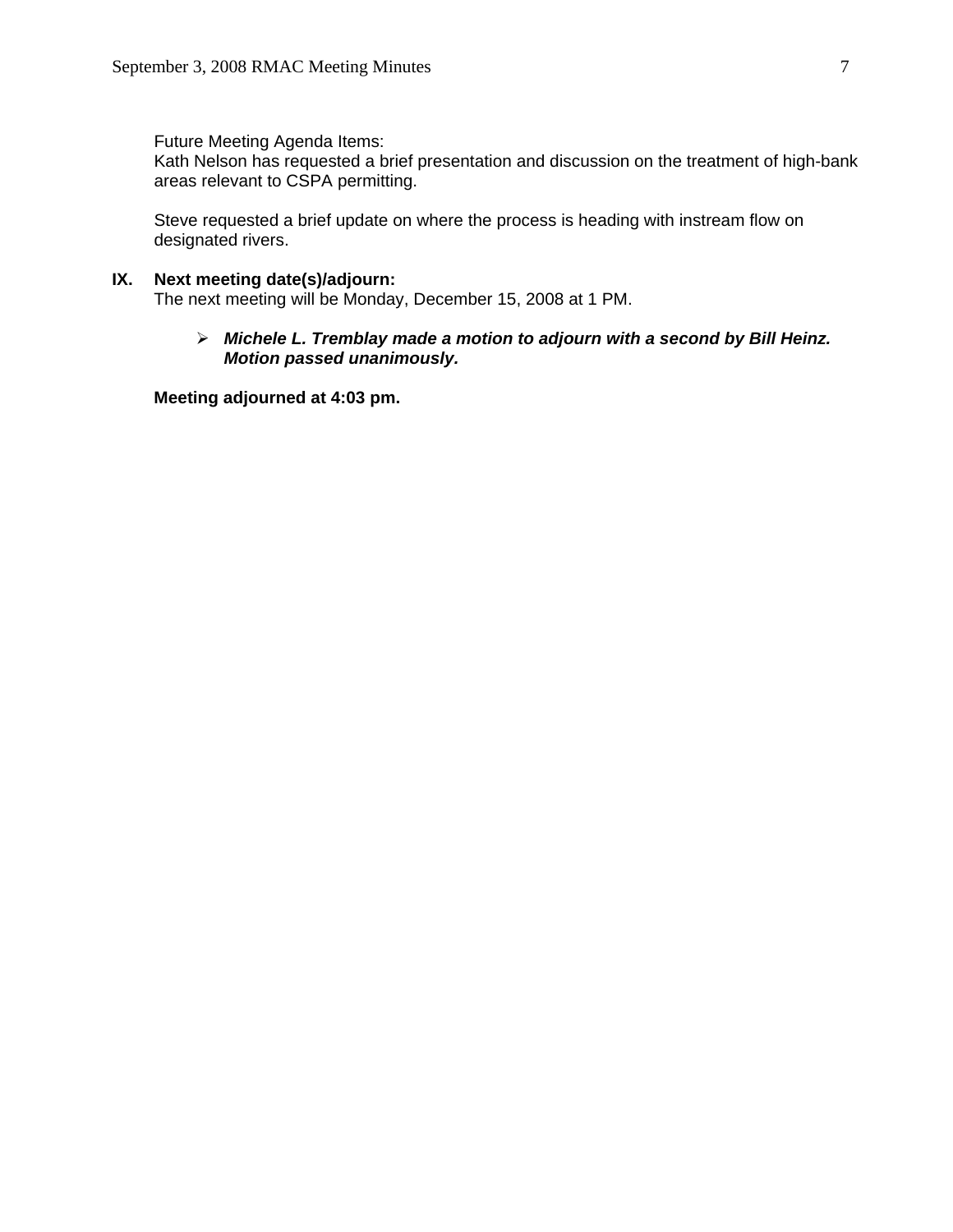Future Meeting Agenda Items:
Kath Nelson has requested a brief presentation and discussion on the treatment of high-bank areas relevant to CSPA permitting.

Steve requested a brief update on where the process is heading with instream flow on designated rivers.

**IX. Next meeting date(s)/adjourn:**
The next meeting will be Monday, December 15, 2008 at 1 PM.

- ***Michele L. Tremblay made a motion to adjourn with a second by Bill Heinz. Motion passed unanimously.***

**Meeting adjourned at 4:03 pm.**